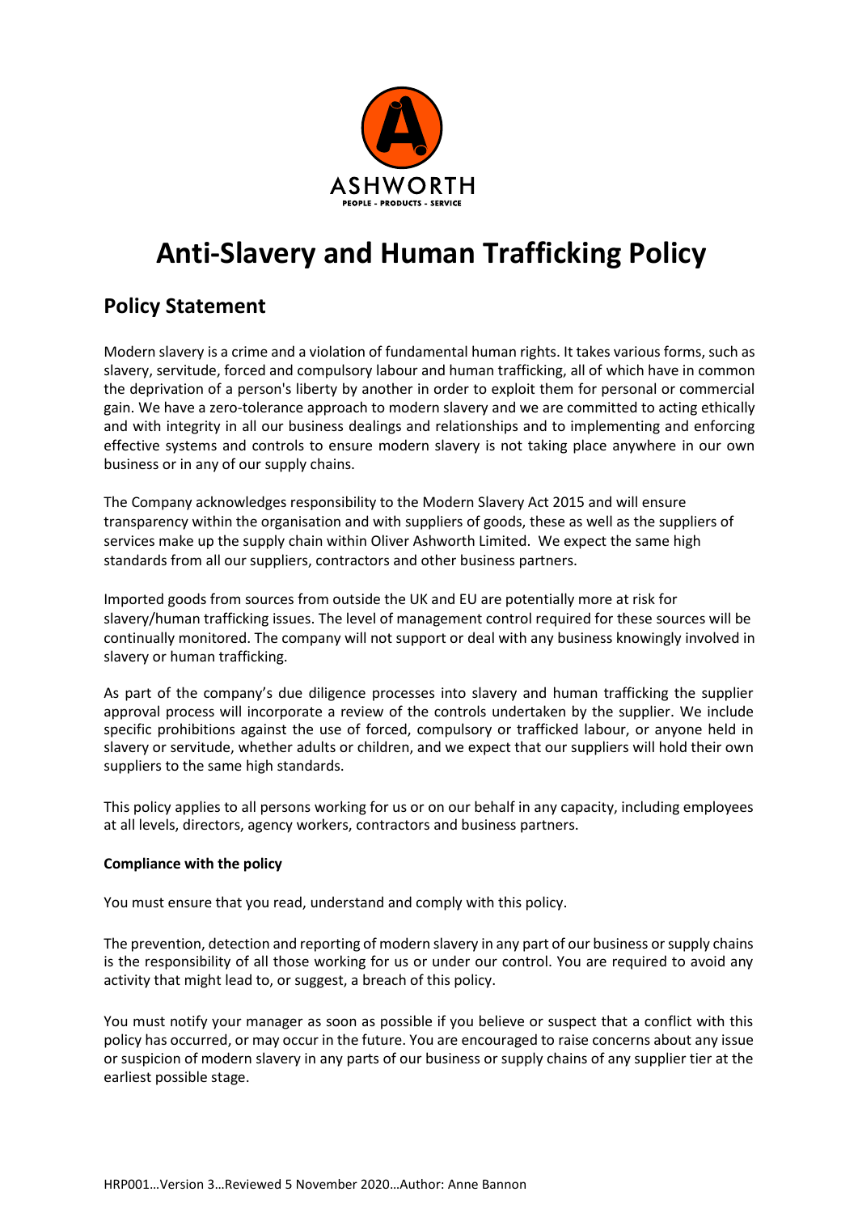ASHWORTH

PEOPLE - PRODUCTS - SERVICE

# Anti-Slavery and Human Trafficking Policy

## Policy Statement

Modern slavery is a crime and a violation of fundamental human rights. It takes various forms, such as slavery, servitude, forced and compulsory labour and human trafficking, all of which have in common the deprivation of a person's liberty by another in order to exploit them for personal or commercial gain. We have a zero-tolerance approach to modern slavery and we are committed to acting ethically and with integrity in all our business dealings and relationships and to implementing and enforcing effective systems and controls to ensure modern slavery is not taking place anywhere in our own business or in any of our supply chains.

The Company acknowledges responsibility to the Modern Slavery Act 2015 and will ensure transparency within the organisation and with suppliers of goods, these as well as the suppliers of services make up the supply chain within Oliver Ashworth Limited. We expect the same high standards from all our suppliers, contractors and other business partners.

Imported goods from sources from outside the UK and EU are potentially more at risk for slavery/human trafficking issues. The level of management control required for these sources will be continually monitored. The company will not support or deal with any business knowingly involved in slavery or human trafficking.

As part of the company's due diligence processes into slavery and human trafficking the supplier approval process will incorporate a review of the controls undertaken by the supplier. We include specific prohibitions against the use of forced, compulsory or trafficked labour, or anyone held in slavery or servitude, whether adults or children, and we expect that our suppliers will hold their own suppliers to the same high standards.

This policy applies to all persons working for us or on our behalf in any capacity, including employees at all levels, directors, agency workers, contractors and business partners.

**Compliance with the policy**

You must ensure that you read, understand and comply with this policy.

The prevention, detection and reporting of modern slavery in any part of our business or supply chains is the responsibility of all those working for us or under our control. You are required to avoid any activity that might lead to, or suggest, a breach of this policy.

You must notify your manager as soon as possible if you believe or suspect that a conflict with this policy has occurred, or may occur in the future. You are encouraged to raise concerns about any issue or suspicion of modern slavery in any parts of our business or supply chains of any supplier tier at the earliest possible stage.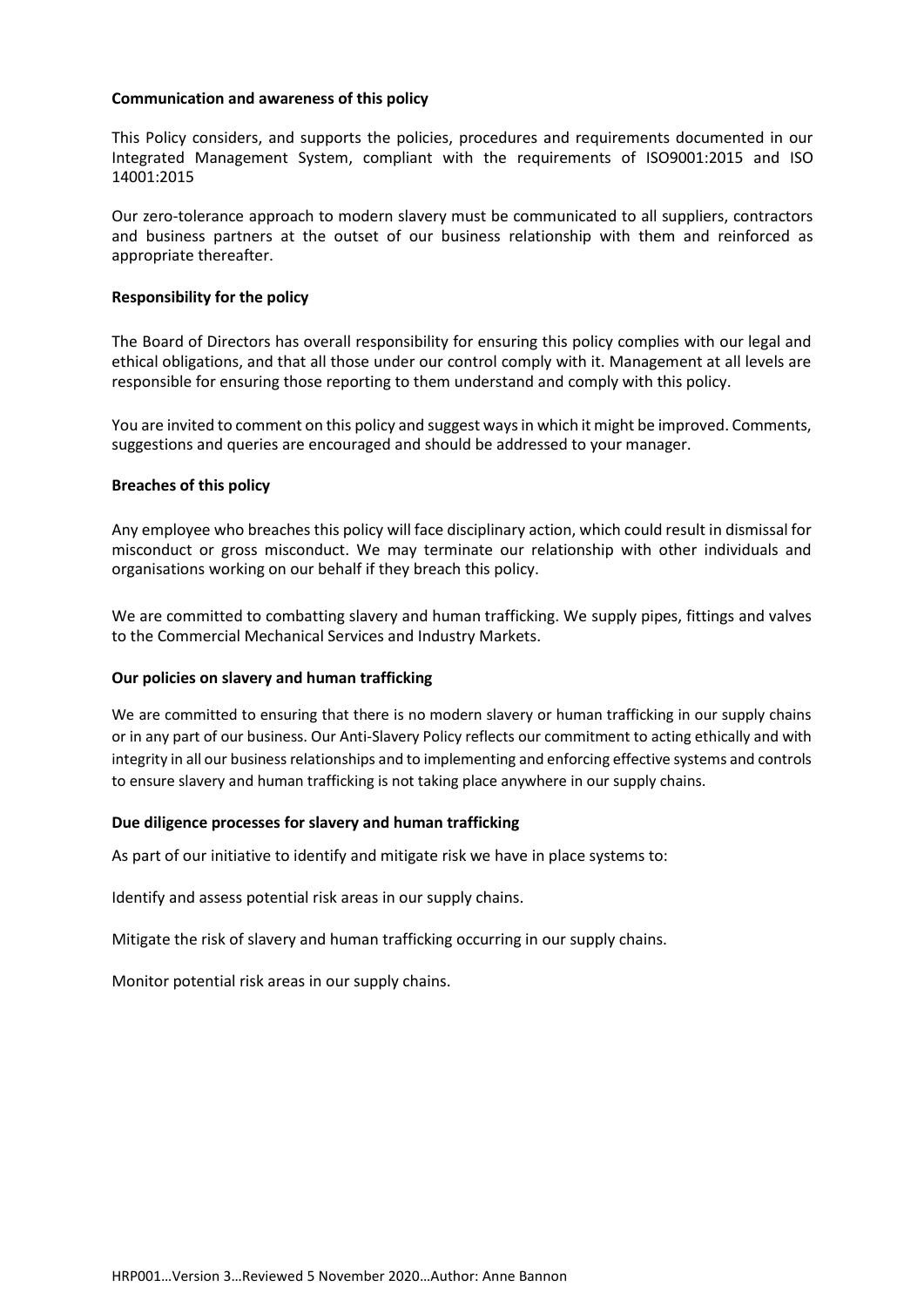**Communication and awareness of this policy**

This Policy considers, and supports the policies, procedures and requirements documented in our Integrated Management System, compliant with the requirements of ISO9001:2015 and ISO 14001:2015

Our zero-tolerance approach to modern slavery must be communicated to all suppliers, contractors and business partners at the outset of our business relationship with them and reinforced as appropriate thereafter.

**Responsibility for the policy**

The Board of Directors has overall responsibility for ensuring this policy complies with our legal and ethical obligations, and that all those under our control comply with it. Management at all levels are responsible for ensuring those reporting to them understand and comply with this policy.

You are invited to comment on this policy and suggest ways in which it might be improved. Comments, suggestions and queries are encouraged and should be addressed to your manager.

**Breaches of this policy**

Any employee who breaches this policy will face disciplinary action, which could result in dismissal for misconduct or gross misconduct. We may terminate our relationship with other individuals and organisations working on our behalf if they breach this policy.

We are committed to combatting slavery and human trafficking. We supply pipes, fittings and valves to the Commercial Mechanical Services and Industry Markets.

**Our policies on slavery and human trafficking**

We are committed to ensuring that there is no modern slavery or human trafficking in our supply chains or in any part of our business. Our Anti-Slavery Policy reflects our commitment to acting ethically and with integrity in all our business relationships and to implementing and enforcing effective systems and controls to ensure slavery and human trafficking is not taking place anywhere in our supply chains.

**Due diligence processes for slavery and human trafficking**

As part of our initiative to identify and mitigate risk we have in place systems to:

Identify and assess potential risk areas in our supply chains.

Mitigate the risk of slavery and human trafficking occurring in our supply chains.

Monitor potential risk areas in our supply chains.